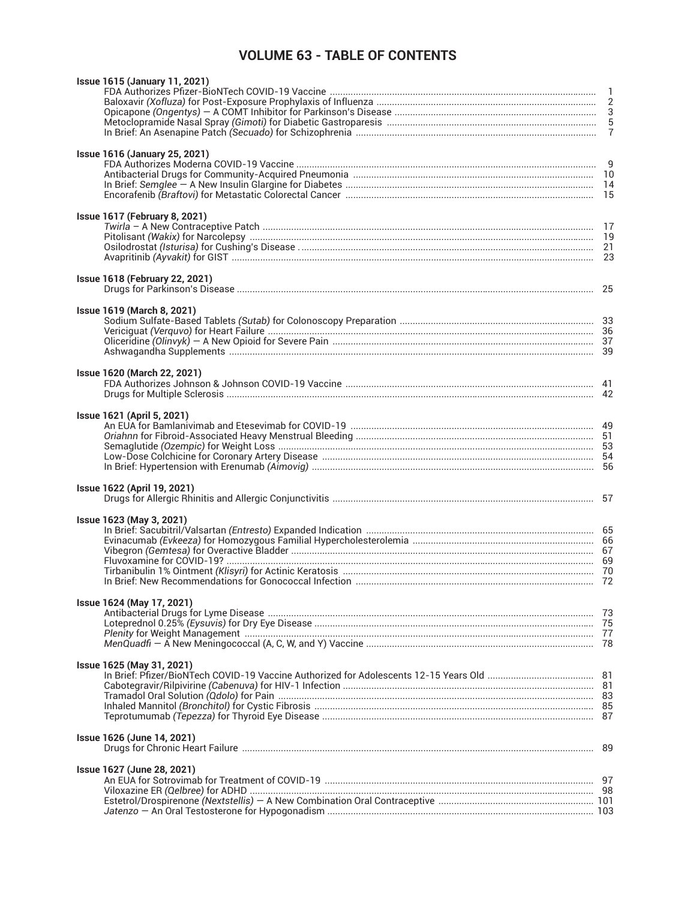# VOLUME 63 - TABLE OF CONTENTS

**Issue 1615 (January 11, 2021)**

| | |
|---|---|
| FDA Authorizes Pfizer-BioNTech COVID-19 Vaccine | 1 |
| Baloxavir *(Xofluza)* for Post-Exposure Prophylaxis of Influenza | 2 |
| Opicapone *(Ongentys)* — A COMT Inhibitor for Parkinson's Disease | 3 |
| Metoclopramide Nasal Spray *(Gimoti)* for Diabetic Gastroparesis | 5 |
| In Brief: An Asenapine Patch *(Secuado)* for Schizophrenia | 7 |

**Issue 1616 (January 25, 2021)**

| | |
|---|---|
| FDA Authorizes Moderna COVID-19 Vaccine | 9 |
| Antibacterial Drugs for Community-Acquired Pneumonia | 10 |
| In Brief: *Semglee* — A New Insulin Glargine for Diabetes | 14 |
| Encorafenib *(Braftovi)* for Metastatic Colorectal Cancer | 15 |

**Issue 1617 (February 8, 2021)**

| | |
|---|---|
| *Twirla* – A New Contraceptive Patch | 17 |
| Pitolisant *(Wakix)* for Narcolepsy | 19 |
| Osilodrostat *(Isturisa)* for Cushing's Disease | 21 |
| Avapritinib *(Ayvakit)* for GIST | 23 |

**Issue 1618 (February 22, 2021)**

| | |
|---|---|
| Drugs for Parkinson's Disease | 25 |

**Issue 1619 (March 8, 2021)**

| | |
|---|---|
| Sodium Sulfate-Based Tablets *(Sutab)* for Colonoscopy Preparation | 33 |
| Vericiguat *(Verquvo)* for Heart Failure | 36 |
| Oliceridine *(Olinvyk)* — A New Opioid for Severe Pain | 37 |
| Ashwagandha Supplements | 39 |

**Issue 1620 (March 22, 2021)**

| | |
|---|---|
| FDA Authorizes Johnson & Johnson COVID-19 Vaccine | 41 |
| Drugs for Multiple Sclerosis | 42 |

**Issue 1621 (April 5, 2021)**

| | |
|---|---|
| An EUA for Bamlanivimab and Etesevimab for COVID-19 | 49 |
| *Oriahnn* for Fibroid-Associated Heavy Menstrual Bleeding | 51 |
| Semaglutide *(Ozempic)* for Weight Loss | 53 |
| Low-Dose Colchicine for Coronary Artery Disease | 54 |
| In Brief: Hypertension with Erenumab *(Aimovig)* | 56 |

**Issue 1622 (April 19, 2021)**

| | |
|---|---|
| Drugs for Allergic Rhinitis and Allergic Conjunctivitis | 57 |

**Issue 1623 (May 3, 2021)**

| | |
|---|---|
| In Brief: Sacubitril/Valsartan *(Entresto)* Expanded Indication | 65 |
| Evinacumab *(Evkeeza)* for Homozygous Familial Hypercholesterolemia | 66 |
| Vibegron *(Gemtesa)* for Overactive Bladder | 67 |
| Fluvoxamine for COVID-19? | 69 |
| Tirbanibulin 1% Ointment *(Klisyri)* for Actinic Keratosis | 70 |
| In Brief: New Recommendations for Gonococcal Infection | 72 |

**Issue 1624 (May 17, 2021)**

| | |
|---|---|
| Antibacterial Drugs for Lyme Disease | 73 |
| Loteprednol 0.25% *(Eysuvis)* for Dry Eye Disease | 75 |
| *Plenity* for Weight Management | 77 |
| *MenQuadfi* — A New Meningococcal (A, C, W, and Y) Vaccine | 78 |

**Issue 1625 (May 31, 2021)**

| | |
|---|---|
| In Brief: Pfizer/BioNTech COVID-19 Vaccine Authorized for Adolescents 12-15 Years Old | 81 |
| Cabotegravir/Rilpivirine *(Cabenuva)* for HIV-1 Infection | 81 |
| Tramadol Oral Solution *(Qdolo)* for Pain | 83 |
| Inhaled Mannitol *(Bronchitol)* for Cystic Fibrosis | 85 |
| Teprotumumab *(Tepezza)* for Thyroid Eye Disease | 87 |

**Issue 1626 (June 14, 2021)**

| | |
|---|---|
| Drugs for Chronic Heart Failure | 89 |

**Issue 1627 (June 28, 2021)**

| | |
|---|---|
| An EUA for Sotrovimab for Treatment of COVID-19 | 97 |
| Viloxazine ER *(Qelbree)* for ADHD | 98 |
| Estetrol/Drospirenone *(Nextstellis)* — A New Combination Oral Contraceptive | 101 |
| *Jatenzo* — An Oral Testosterone for Hypogonadism | 103 |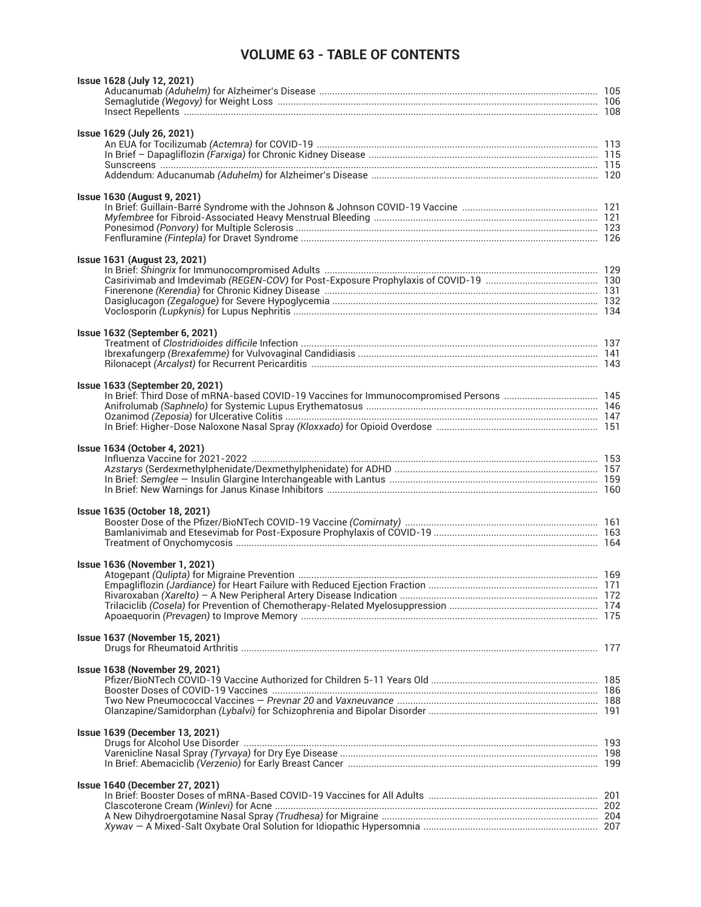# VOLUME 63 - TABLE OF CONTENTS

**Issue 1628 (July 12, 2021)**

Aducanumab *(Aduhelm)* for Alzheimer's Disease ... 105
Semaglutide *(Wegovy)* for Weight Loss ... 106
Insect Repellents ... 108

**Issue 1629 (July 26, 2021)**

An EUA for Tocilizumab *(Actemra)* for COVID-19 ... 113
In Brief – Dapagliflozin *(Farxiga)* for Chronic Kidney Disease ... 115
Sunscreens ... 115
Addendum: Aducanumab *(Aduhelm)* for Alzheimer's Disease ... 120

**Issue 1630 (August 9, 2021)**

In Brief: Guillain-Barré Syndrome with the Johnson & Johnson COVID-19 Vaccine ... 121
*Myfembree* for Fibroid-Associated Heavy Menstrual Bleeding ... 121
Ponesimod *(Ponvory)* for Multiple Sclerosis ... 123
Fenfluramine *(Fintepla)* for Dravet Syndrome ... 126

**Issue 1631 (August 23, 2021)**

In Brief: *Shingrix* for Immunocompromised Adults ... 129
Casirivimab and Imdevimab *(REGEN-COV)* for Post-Exposure Prophylaxis of COVID-19 ... 130
Finerenone *(Kerendia)* for Chronic Kidney Disease ... 131
Dasiglucagon *(Zegalogue)* for Severe Hypoglycemia ... 132
Voclosporin *(Lupkynis)* for Lupus Nephritis ... 134

**Issue 1632 (September 6, 2021)**

Treatment of *Clostridioides difficile* Infection ... 137
Ibrexafungerp *(Brexafemme)* for Vulvovaginal Candidiasis ... 141
Rilonacept *(Arcalyst)* for Recurrent Pericarditis ... 143

**Issue 1633 (September 20, 2021)**

In Brief: Third Dose of mRNA-based COVID-19 Vaccines for Immunocompromised Persons ... 145
Anifrolumab *(Saphnelo)* for Systemic Lupus Erythematosus ... 146
Ozanimod *(Zeposia)* for Ulcerative Colitis ... 147
In Brief: Higher-Dose Naloxone Nasal Spray *(Kloxxado)* for Opioid Overdose ... 151

**Issue 1634 (October 4, 2021)**

Influenza Vaccine for 2021-2022 ... 153
*Azstarys* (Serdexmethylphenidate/Dexmethylphenidate) for ADHD ... 157
In Brief: *Semglee* — Insulin Glargine Interchangeable with Lantus ... 159
In Brief: New Warnings for Janus Kinase Inhibitors ... 160

**Issue 1635 (October 18, 2021)**

Booster Dose of the Pfizer/BioNTech COVID-19 Vaccine *(Comirnaty)* ... 161
Bamlanivimab and Etesevimab for Post-Exposure Prophylaxis of COVID-19 ... 163
Treatment of Onychomycosis ... 164

**Issue 1636 (November 1, 2021)**

Atogepant *(Qulipta)* for Migraine Prevention ... 169
Empagliflozin *(Jardiance)* for Heart Failure with Reduced Ejection Fraction ... 171
Rivaroxaban *(Xarelto)* – A New Peripheral Artery Disease Indication ... 172
Trilaciclib *(Cosela)* for Prevention of Chemotherapy-Related Myelosuppression ... 174
Apoaequorin *(Prevagen)* to Improve Memory ... 175

**Issue 1637 (November 15, 2021)**

Drugs for Rheumatoid Arthritis ... 177

**Issue 1638 (November 29, 2021)**

Pfizer/BioNTech COVID-19 Vaccine Authorized for Children 5-11 Years Old ... 185
Booster Doses of COVID-19 Vaccines ... 186
Two New Pneumococcal Vaccines — *Prevnar 20* and *Vaxneuvance* ... 188
Olanzapine/Samidorphan *(Lybalvi)* for Schizophrenia and Bipolar Disorder ... 191

**Issue 1639 (December 13, 2021)**

Drugs for Alcohol Use Disorder ... 193
Varenicline Nasal Spray *(Tyrvaya)* for Dry Eye Disease ... 198
In Brief: Abemaciclib *(Verzenio)* for Early Breast Cancer ... 199

**Issue 1640 (December 27, 2021)**

In Brief: Booster Doses of mRNA-Based COVID-19 Vaccines for All Adults ... 201
Clascoterone Cream *(Winlevi)* for Acne ... 202
A New Dihydroergotamine Nasal Spray *(Trudhesa)* for Migraine ... 204
*Xywav* — A Mixed-Salt Oxybate Oral Solution for Idiopathic Hypersomnia ... 207